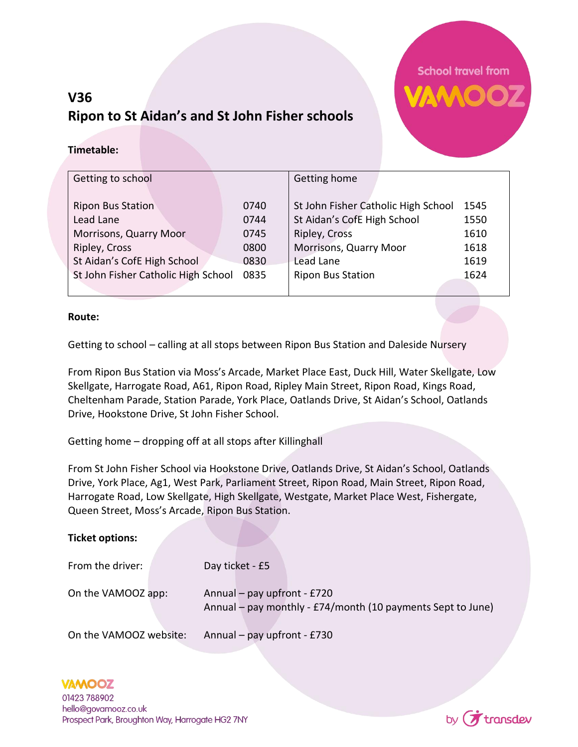School travel from VAMOOZ

# V36
## Ripon to St Aidan's and St John Fisher schools

**Timetable:**

| Getting to school | | Getting home | |
|---|---|---|---|
| Ripon Bus Station | 0740 | St John Fisher Catholic High School | 1545 |
| Lead Lane | 0744 | St Aidan's CofE High School | 1550 |
| Morrisons, Quarry Moor | 0745 | Ripley, Cross | 1610 |
| Ripley, Cross | 0800 | Morrisons, Quarry Moor | 1618 |
| St Aidan's CofE High School | 0830 | Lead Lane | 1619 |
| St John Fisher Catholic High School | 0835 | Ripon Bus Station | 1624 |

**Route:**

Getting to school – calling at all stops between Ripon Bus Station and Daleside Nursery

From Ripon Bus Station via Moss's Arcade, Market Place East, Duck Hill, Water Skellgate, Low Skellgate, Harrogate Road, A61, Ripon Road, Ripley Main Street, Ripon Road, Kings Road, Cheltenham Parade, Station Parade, York Place, Oatlands Drive, St Aidan's School, Oatlands Drive, Hookstone Drive, St John Fisher School.

Getting home – dropping off at all stops after Killinghall

From St John Fisher School via Hookstone Drive, Oatlands Drive, St Aidan's School, Oatlands Drive, York Place, Ag1, West Park, Parliament Street, Ripon Road, Main Street, Ripon Road, Harrogate Road, Low Skellgate, High Skellgate, Westgate, Market Place West, Fishergate, Queen Street, Moss's Arcade, Ripon Bus Station.

**Ticket options:**

| | |
|---|---|
| From the driver: | Day ticket - £5 |
| On the VAMOOZ app: | Annual – pay upfront - £720<br>Annual – pay monthly - £74/month (10 payments Sept to June) |
| On the VAMOOZ website: | Annual – pay upfront - £730 |

VAMOOZ
01423 788902
hello@govamooz.co.uk
Prospect Park, Broughton Way, Harrogate HG2 7NY

by transdev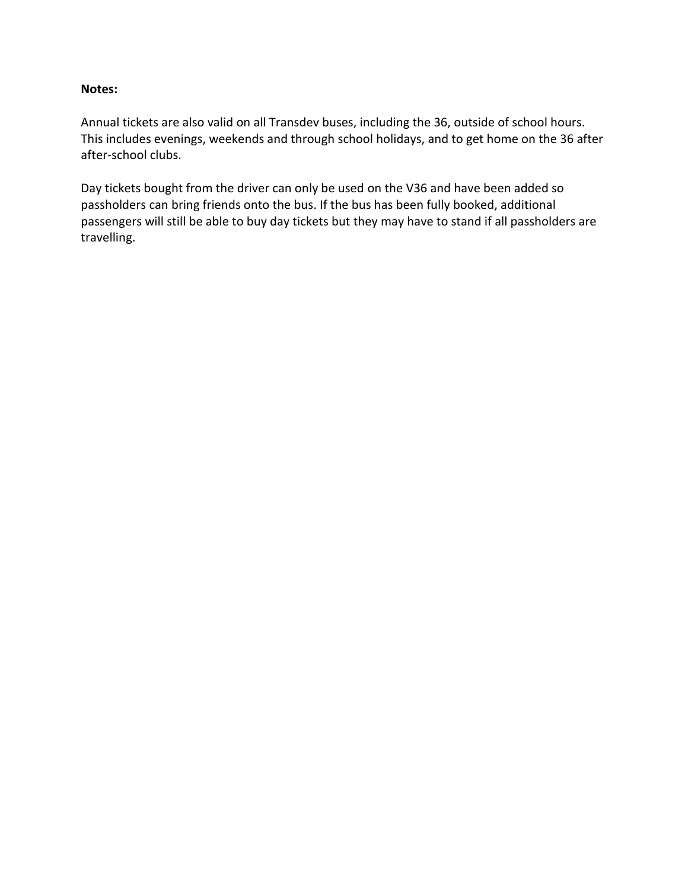**Notes:**

Annual tickets are also valid on all Transdev buses, including the 36, outside of school hours. This includes evenings, weekends and through school holidays, and to get home on the 36 after after-school clubs.

Day tickets bought from the driver can only be used on the V36 and have been added so passholders can bring friends onto the bus. If the bus has been fully booked, additional passengers will still be able to buy day tickets but they may have to stand if all passholders are travelling.